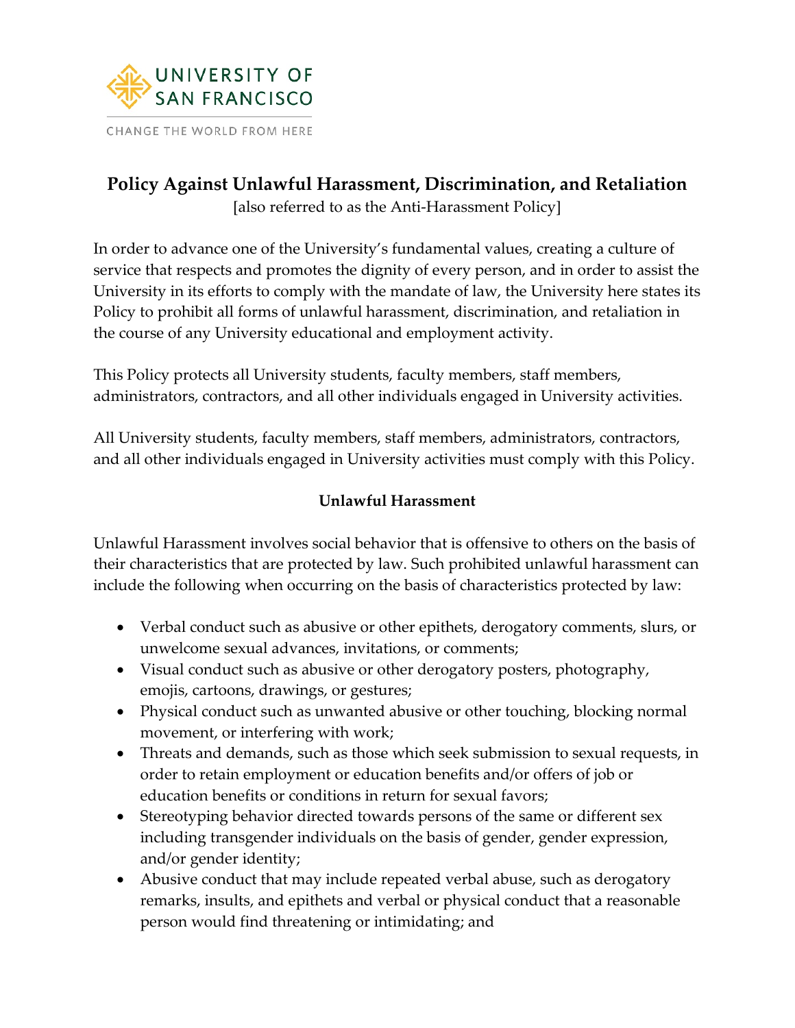UNIVERSITY OF SAN FRANCISCO

CHANGE THE WORLD FROM HERE

# Policy Against Unlawful Harassment, Discrimination, and Retaliation

[also referred to as the Anti-Harassment Policy]

In order to advance one of the University's fundamental values, creating a culture of service that respects and promotes the dignity of every person, and in order to assist the University in its efforts to comply with the mandate of law, the University here states its Policy to prohibit all forms of unlawful harassment, discrimination, and retaliation in the course of any University educational and employment activity.

This Policy protects all University students, faculty members, staff members, administrators, contractors, and all other individuals engaged in University activities.

All University students, faculty members, staff members, administrators, contractors, and all other individuals engaged in University activities must comply with this Policy.

## Unlawful Harassment

Unlawful Harassment involves social behavior that is offensive to others on the basis of their characteristics that are protected by law. Such prohibited unlawful harassment can include the following when occurring on the basis of characteristics protected by law:

- Verbal conduct such as abusive or other epithets, derogatory comments, slurs, or unwelcome sexual advances, invitations, or comments;
- Visual conduct such as abusive or other derogatory posters, photography, emojis, cartoons, drawings, or gestures;
- Physical conduct such as unwanted abusive or other touching, blocking normal movement, or interfering with work;
- Threats and demands, such as those which seek submission to sexual requests, in order to retain employment or education benefits and/or offers of job or education benefits or conditions in return for sexual favors;
- Stereotyping behavior directed towards persons of the same or different sex including transgender individuals on the basis of gender, gender expression, and/or gender identity;
- Abusive conduct that may include repeated verbal abuse, such as derogatory remarks, insults, and epithets and verbal or physical conduct that a reasonable person would find threatening or intimidating; and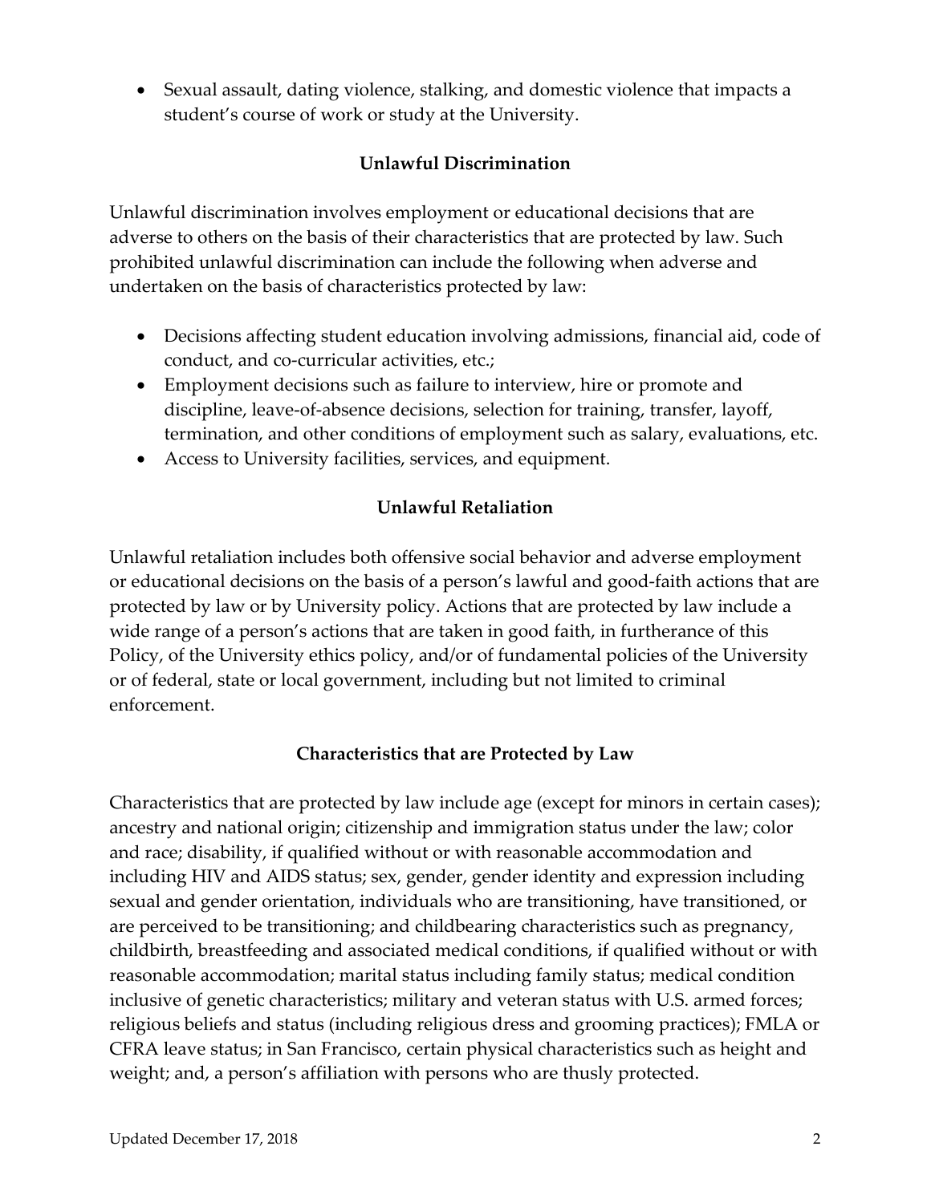- Sexual assault, dating violence, stalking, and domestic violence that impacts a student's course of work or study at the University.

### Unlawful Discrimination

Unlawful discrimination involves employment or educational decisions that are adverse to others on the basis of their characteristics that are protected by law. Such prohibited unlawful discrimination can include the following when adverse and undertaken on the basis of characteristics protected by law:

- Decisions affecting student education involving admissions, financial aid, code of conduct, and co-curricular activities, etc.;
- Employment decisions such as failure to interview, hire or promote and discipline, leave-of-absence decisions, selection for training, transfer, layoff, termination, and other conditions of employment such as salary, evaluations, etc.
- Access to University facilities, services, and equipment.

### Unlawful Retaliation

Unlawful retaliation includes both offensive social behavior and adverse employment or educational decisions on the basis of a person's lawful and good-faith actions that are protected by law or by University policy. Actions that are protected by law include a wide range of a person's actions that are taken in good faith, in furtherance of this Policy, of the University ethics policy, and/or of fundamental policies of the University or of federal, state or local government, including but not limited to criminal enforcement.

### Characteristics that are Protected by Law

Characteristics that are protected by law include age (except for minors in certain cases); ancestry and national origin; citizenship and immigration status under the law; color and race; disability, if qualified without or with reasonable accommodation and including HIV and AIDS status; sex, gender, gender identity and expression including sexual and gender orientation, individuals who are transitioning, have transitioned, or are perceived to be transitioning; and childbearing characteristics such as pregnancy, childbirth, breastfeeding and associated medical conditions, if qualified without or with reasonable accommodation; marital status including family status; medical condition inclusive of genetic characteristics; military and veteran status with U.S. armed forces; religious beliefs and status (including religious dress and grooming practices); FMLA or CFRA leave status; in San Francisco, certain physical characteristics such as height and weight; and, a person's affiliation with persons who are thusly protected.

Updated December 17, 2018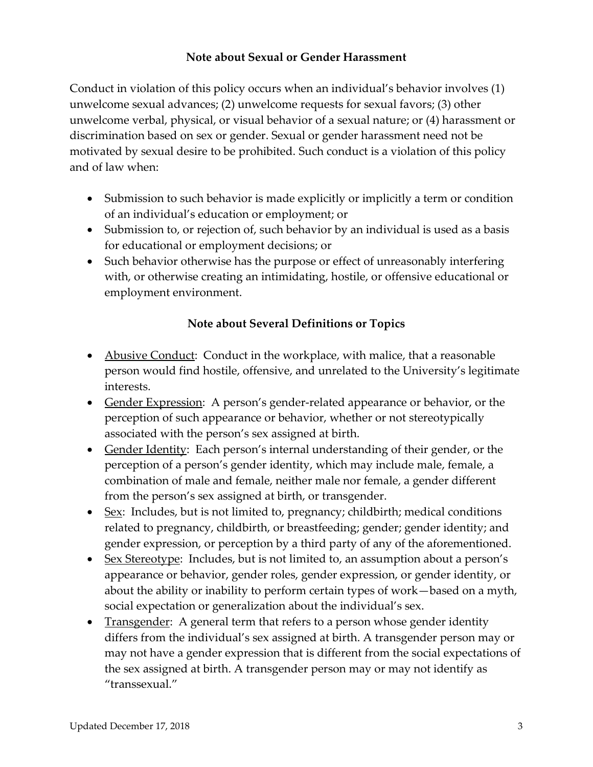## Note about Sexual or Gender Harassment

Conduct in violation of this policy occurs when an individual's behavior involves (1) unwelcome sexual advances; (2) unwelcome requests for sexual favors; (3) other unwelcome verbal, physical, or visual behavior of a sexual nature; or (4) harassment or discrimination based on sex or gender. Sexual or gender harassment need not be motivated by sexual desire to be prohibited. Such conduct is a violation of this policy and of law when:

- Submission to such behavior is made explicitly or implicitly a term or condition of an individual's education or employment; or
- Submission to, or rejection of, such behavior by an individual is used as a basis for educational or employment decisions; or
- Such behavior otherwise has the purpose or effect of unreasonably interfering with, or otherwise creating an intimidating, hostile, or offensive educational or employment environment.

## Note about Several Definitions or Topics

- <u>Abusive Conduct</u>: Conduct in the workplace, with malice, that a reasonable person would find hostile, offensive, and unrelated to the University's legitimate interests.
- <u>Gender Expression</u>: A person's gender-related appearance or behavior, or the perception of such appearance or behavior, whether or not stereotypically associated with the person's sex assigned at birth.
- <u>Gender Identity</u>: Each person's internal understanding of their gender, or the perception of a person's gender identity, which may include male, female, a combination of male and female, neither male nor female, a gender different from the person's sex assigned at birth, or transgender.
- <u>Sex</u>: Includes, but is not limited to, pregnancy; childbirth; medical conditions related to pregnancy, childbirth, or breastfeeding; gender; gender identity; and gender expression, or perception by a third party of any of the aforementioned.
- <u>Sex Stereotype</u>: Includes, but is not limited to, an assumption about a person's appearance or behavior, gender roles, gender expression, or gender identity, or about the ability or inability to perform certain types of work—based on a myth, social expectation or generalization about the individual's sex.
- <u>Transgender</u>: A general term that refers to a person whose gender identity differs from the individual's sex assigned at birth. A transgender person may or may not have a gender expression that is different from the social expectations of the sex assigned at birth. A transgender person may or may not identify as "transsexual."

Updated December 17, 2018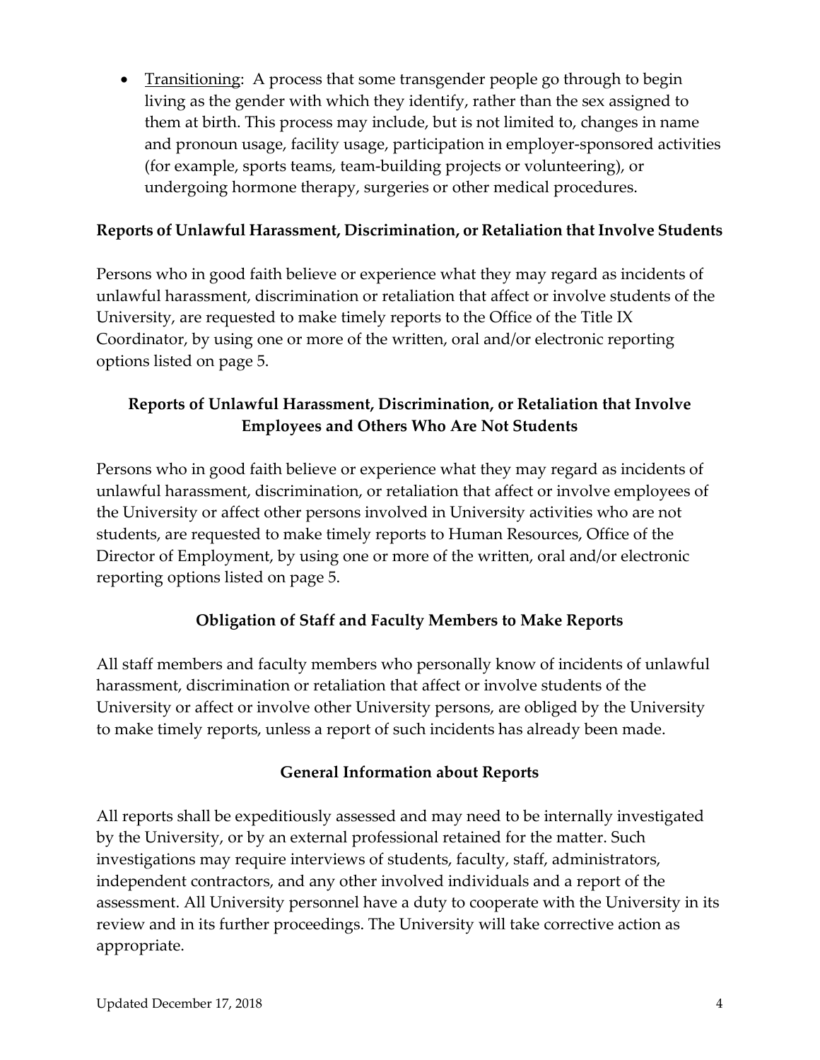- <u>Transitioning</u>: A process that some transgender people go through to begin living as the gender with which they identify, rather than the sex assigned to them at birth. This process may include, but is not limited to, changes in name and pronoun usage, facility usage, participation in employer-sponsored activities (for example, sports teams, team-building projects or volunteering), or undergoing hormone therapy, surgeries or other medical procedures.

**Reports of Unlawful Harassment, Discrimination, or Retaliation that Involve Students**

Persons who in good faith believe or experience what they may regard as incidents of unlawful harassment, discrimination or retaliation that affect or involve students of the University, are requested to make timely reports to the Office of the Title IX Coordinator, by using one or more of the written, oral and/or electronic reporting options listed on page 5.

**Reports of Unlawful Harassment, Discrimination, or Retaliation that Involve Employees and Others Who Are Not Students**

Persons who in good faith believe or experience what they may regard as incidents of unlawful harassment, discrimination, or retaliation that affect or involve employees of the University or affect other persons involved in University activities who are not students, are requested to make timely reports to Human Resources, Office of the Director of Employment, by using one or more of the written, oral and/or electronic reporting options listed on page 5.

**Obligation of Staff and Faculty Members to Make Reports**

All staff members and faculty members who personally know of incidents of unlawful harassment, discrimination or retaliation that affect or involve students of the University or affect or involve other University persons, are obliged by the University to make timely reports, unless a report of such incidents has already been made.

**General Information about Reports**

All reports shall be expeditiously assessed and may need to be internally investigated by the University, or by an external professional retained for the matter. Such investigations may require interviews of students, faculty, staff, administrators, independent contractors, and any other involved individuals and a report of the assessment. All University personnel have a duty to cooperate with the University in its review and in its further proceedings. The University will take corrective action as appropriate.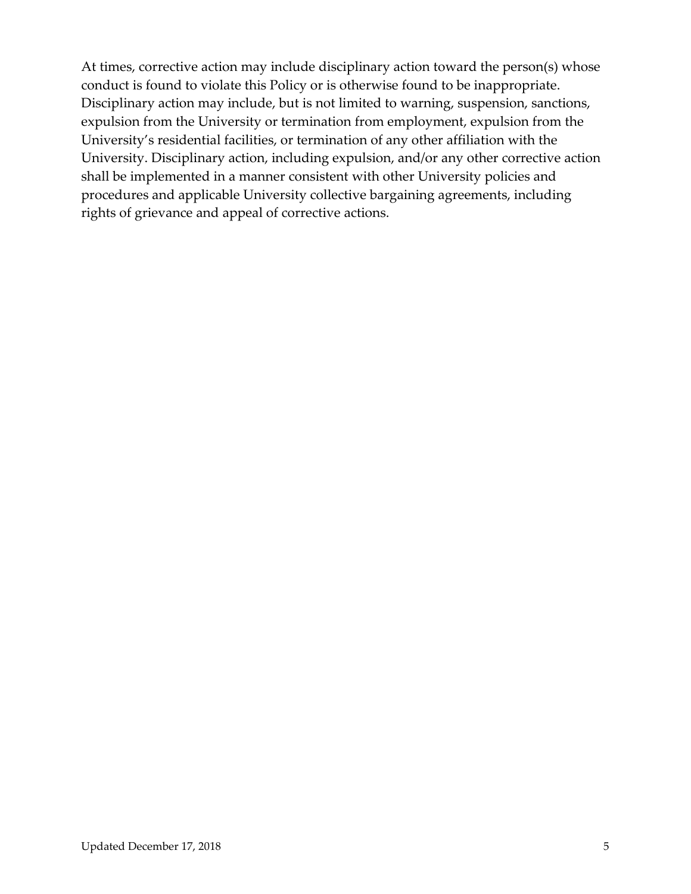At times, corrective action may include disciplinary action toward the person(s) whose conduct is found to violate this Policy or is otherwise found to be inappropriate. Disciplinary action may include, but is not limited to warning, suspension, sanctions, expulsion from the University or termination from employment, expulsion from the University's residential facilities, or termination of any other affiliation with the University. Disciplinary action, including expulsion, and/or any other corrective action shall be implemented in a manner consistent with other University policies and procedures and applicable University collective bargaining agreements, including rights of grievance and appeal of corrective actions.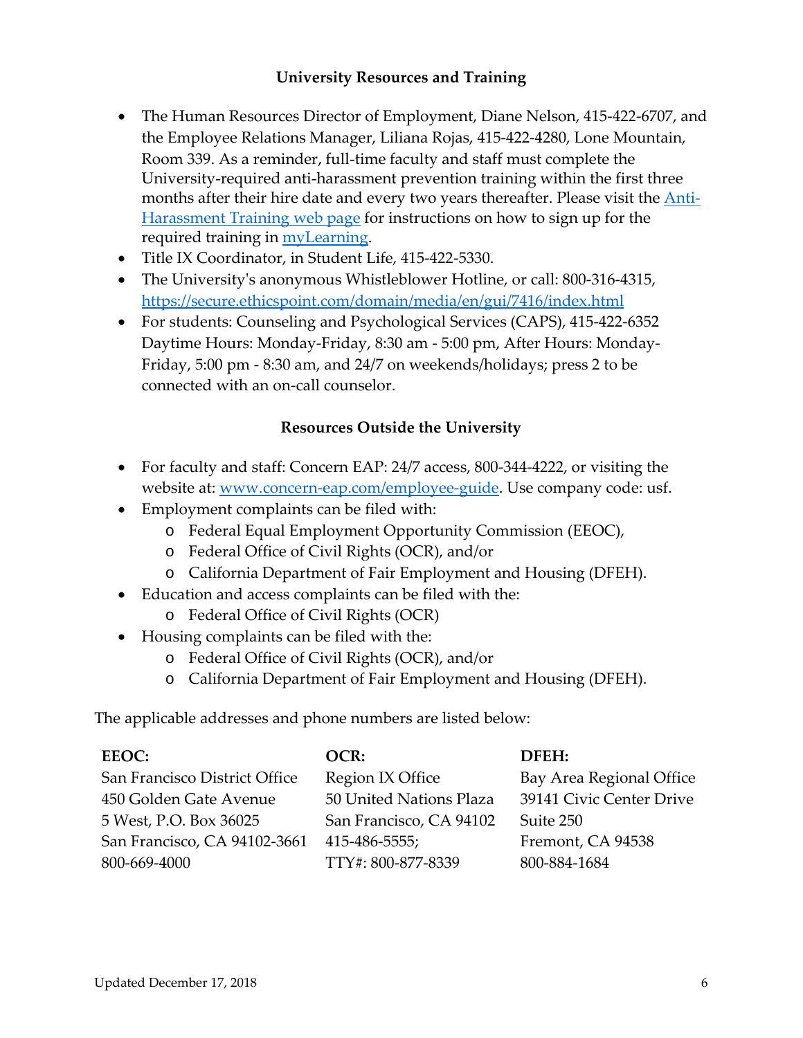## University Resources and Training

- The Human Resources Director of Employment, Diane Nelson, 415-422-6707, and the Employee Relations Manager, Liliana Rojas, 415-422-4280, Lone Mountain, Room 339. As a reminder, full-time faculty and staff must complete the University-required anti-harassment prevention training within the first three months after their hire date and every two years thereafter. Please visit the [Anti-Harassment Training web page]() for instructions on how to sign up for the required training in [myLearning]().
- Title IX Coordinator, in Student Life, 415-422-5330.
- The University's anonymous Whistleblower Hotline, or call: 800-316-4315, https://secure.ethicspoint.com/domain/media/en/gui/7416/index.html
- For students: Counseling and Psychological Services (CAPS), 415-422-6352 Daytime Hours: Monday-Friday, 8:30 am - 5:00 pm, After Hours: Monday-Friday, 5:00 pm - 8:30 am, and 24/7 on weekends/holidays; press 2 to be connected with an on-call counselor.

## Resources Outside the University

- For faculty and staff: Concern EAP: 24/7 access, 800-344-4222, or visiting the website at: www.concern-eap.com/employee-guide. Use company code: usf.
- Employment complaints can be filed with:
  - Federal Equal Employment Opportunity Commission (EEOC),
  - Federal Office of Civil Rights (OCR), and/or
  - California Department of Fair Employment and Housing (DFEH).
- Education and access complaints can be filed with the:
  - Federal Office of Civil Rights (OCR)
- Housing complaints can be filed with the:
  - Federal Office of Civil Rights (OCR), and/or
  - California Department of Fair Employment and Housing (DFEH).

The applicable addresses and phone numbers are listed below:

| **EEOC:** | **OCR:** | **DFEH:** |
|---|---|---|
| San Francisco District Office | Region IX Office | Bay Area Regional Office |
| 450 Golden Gate Avenue | 50 United Nations Plaza | 39141 Civic Center Drive |
| 5 West, P.O. Box 36025 | San Francisco, CA 94102 | Suite 250 |
| San Francisco, CA 94102-3661 | 415-486-5555; | Fremont, CA 94538 |
| 800-669-4000 | TTY#: 800-877-8339 | 800-884-1684 |

Updated December 17, 2018